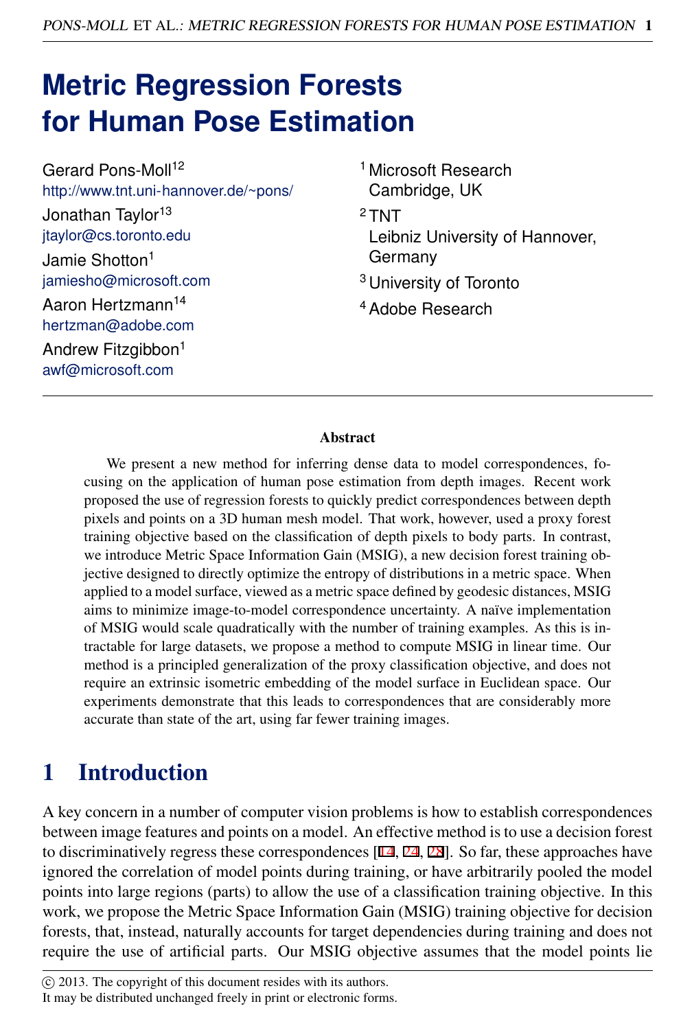# Metric Regression Forests for Human Pose Estimation

Gerard Pons-Moll[1,2]
http://www.tnt.uni-hannover.de/~pons/

Jonathan Taylor[1,3]
jtaylor@cs.toronto.edu

Jamie Shotton[1]
jamiesho@microsoft.com

Aaron Hertzmann[1,4]
hertzman@adobe.com

Andrew Fitzgibbon[1]
awf@microsoft.com

[1] Microsoft Research Cambridge, UK

[2] TNT Leibniz University of Hannover, Germany

[3] University of Toronto

[4] Adobe Research

### Abstract

We present a new method for inferring dense data to model correspondences, focusing on the application of human pose estimation from depth images. Recent work proposed the use of regression forests to quickly predict correspondences between depth pixels and points on a 3D human mesh model. That work, however, used a proxy forest training objective based on the classification of depth pixels to body parts. In contrast, we introduce Metric Space Information Gain (MSIG), a new decision forest training objective designed to directly optimize the entropy of distributions in a metric space. When applied to a model surface, viewed as a metric space defined by geodesic distances, MSIG aims to minimize image-to-model correspondence uncertainty. A naïve implementation of MSIG would scale quadratically with the number of training examples. As this is intractable for large datasets, we propose a method to compute MSIG in linear time. Our method is a principled generalization of the proxy classification objective, and does not require an extrinsic isometric embedding of the model surface in Euclidean space. Our experiments demonstrate that this leads to correspondences that are considerably more accurate than state of the art, using far fewer training images.

## 1 Introduction

A key concern in a number of computer vision problems is how to establish correspondences between image features and points on a model. An effective method is to use a decision forest to discriminatively regress these correspondences [14, 24, 28]. So far, these approaches have ignored the correlation of model points during training, or have arbitrarily pooled the model points into large regions (parts) to allow the use of a classification training objective. In this work, we propose the Metric Space Information Gain (MSIG) training objective for decision forests, that, instead, naturally accounts for target dependencies during training and does not require the use of artificial parts. Our MSIG objective assumes that the model points lie

© 2013. The copyright of this document resides with its authors.
It may be distributed unchanged freely in print or electronic forms.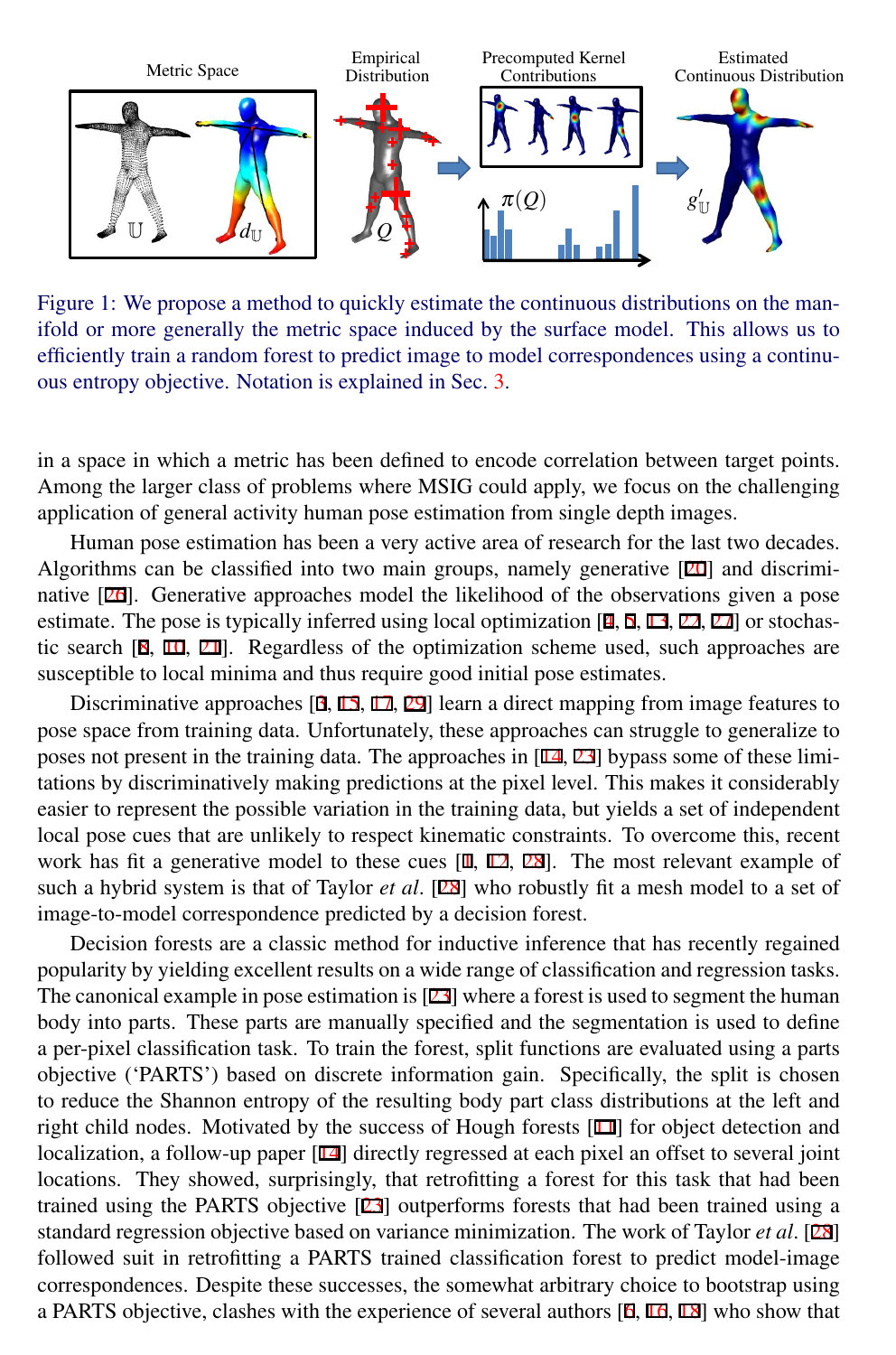Figure 1: We propose a method to quickly estimate the continuous distributions on the manifold or more generally the metric space induced by the surface model. This allows us to efficiently train a random forest to predict image to model correspondences using a continuous entropy objective. Notation is explained in Sec. 3.

in a space in which a metric has been defined to encode correlation between target points. Among the larger class of problems where MSIG could apply, we focus on the challenging application of general activity human pose estimation from single depth images.

Human pose estimation has been a very active area of research for the last two decades. Algorithms can be classified into two main groups, namely generative [20] and discriminative [26]. Generative approaches model the likelihood of the observations given a pose estimate. The pose is typically inferred using local optimization [4, 5, 13, 22, 27] or stochastic search [8, 10, 21]. Regardless of the optimization scheme used, such approaches are susceptible to local minima and thus require good initial pose estimates.

Discriminative approaches [3, 15, 17, 29] learn a direct mapping from image features to pose space from training data. Unfortunately, these approaches can struggle to generalize to poses not present in the training data. The approaches in [14, 23] bypass some of these limitations by discriminatively making predictions at the pixel level. This makes it considerably easier to represent the possible variation in the training data, but yields a set of independent local pose cues that are unlikely to respect kinematic constraints. To overcome this, recent work has fit a generative model to these cues [1, 12, 28]. The most relevant example of such a hybrid system is that of Taylor *et al.* [28] who robustly fit a mesh model to a set of image-to-model correspondence predicted by a decision forest.

Decision forests are a classic method for inductive inference that has recently regained popularity by yielding excellent results on a wide range of classification and regression tasks. The canonical example in pose estimation is [23] where a forest is used to segment the human body into parts. These parts are manually specified and the segmentation is used to define a per-pixel classification task. To train the forest, split functions are evaluated using a parts objective ('PARTS') based on discrete information gain. Specifically, the split is chosen to reduce the Shannon entropy of the resulting body part class distributions at the left and right child nodes. Motivated by the success of Hough forests [11] for object detection and localization, a follow-up paper [14] directly regressed at each pixel an offset to several joint locations. They showed, surprisingly, that retrofitting a forest for this task that had been trained using the PARTS objective [23] outperforms forests that had been trained using a standard regression objective based on variance minimization. The work of Taylor *et al.* [28] followed suit in retrofitting a PARTS trained classification forest to predict model-image correspondences. Despite these successes, the somewhat arbitrary choice to bootstrap using a PARTS objective, clashes with the experience of several authors [6, 16, 18] who show that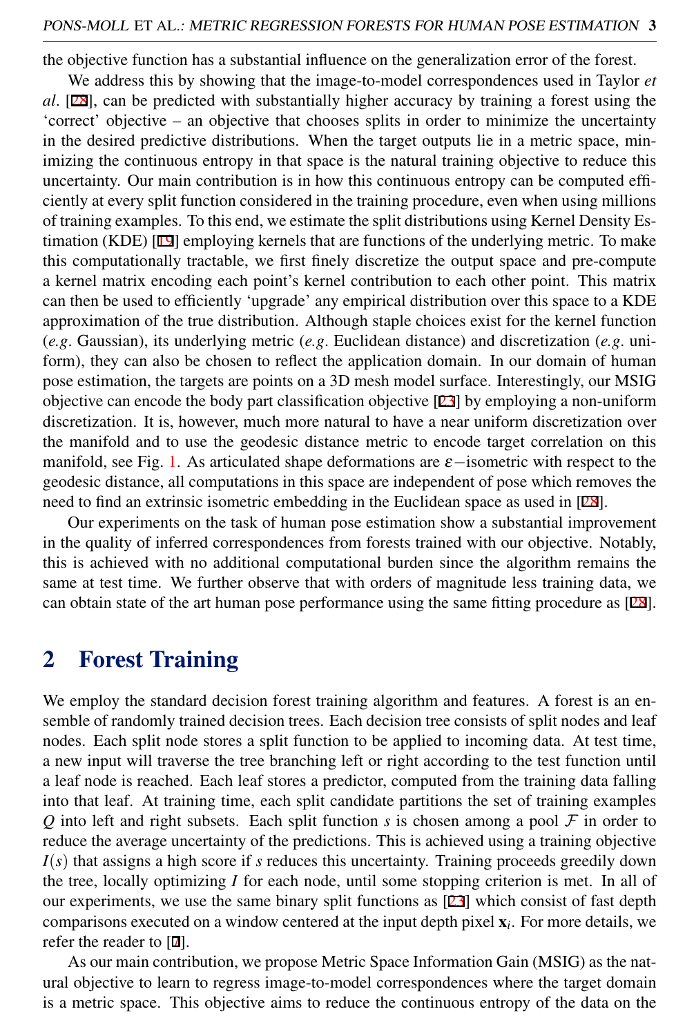the objective function has a substantial influence on the generalization error of the forest.

We address this by showing that the image-to-model correspondences used in Taylor *et al*. [28], can be predicted with substantially higher accuracy by training a forest using the 'correct' objective – an objective that chooses splits in order to minimize the uncertainty in the desired predictive distributions. When the target outputs lie in a metric space, minimizing the continuous entropy in that space is the natural training objective to reduce this uncertainty. Our main contribution is in how this continuous entropy can be computed efficiently at every split function considered in the training procedure, even when using millions of training examples. To this end, we estimate the split distributions using Kernel Density Estimation (KDE) [19] employing kernels that are functions of the underlying metric. To make this computationally tractable, we first finely discretize the output space and pre-compute a kernel matrix encoding each point's kernel contribution to each other point. This matrix can then be used to efficiently 'upgrade' any empirical distribution over this space to a KDE approximation of the true distribution. Although staple choices exist for the kernel function (*e.g*. Gaussian), its underlying metric (*e.g*. Euclidean distance) and discretization (*e.g*. uniform), they can also be chosen to reflect the application domain. In our domain of human pose estimation, the targets are points on a 3D mesh model surface. Interestingly, our MSIG objective can encode the body part classification objective [23] by employing a non-uniform discretization. It is, however, much more natural to have a near uniform discretization over the manifold and to use the geodesic distance metric to encode target correlation on this manifold, see Fig. 1. As articulated shape deformations are $\varepsilon-$isometric with respect to the geodesic distance, all computations in this space are independent of pose which removes the need to find an extrinsic isometric embedding in the Euclidean space as used in [28].

Our experiments on the task of human pose estimation show a substantial improvement in the quality of inferred correspondences from forests trained with our objective. Notably, this is achieved with no additional computational burden since the algorithm remains the same at test time. We further observe that with orders of magnitude less training data, we can obtain state of the art human pose performance using the same fitting procedure as [28].

## 2 Forest Training

We employ the standard decision forest training algorithm and features. A forest is an ensemble of randomly trained decision trees. Each decision tree consists of split nodes and leaf nodes. Each split node stores a split function to be applied to incoming data. At test time, a new input will traverse the tree branching left or right according to the test function until a leaf node is reached. Each leaf stores a predictor, computed from the training data falling into that leaf. At training time, each split candidate partitions the set of training examples $Q$ into left and right subsets. Each split function $s$ is chosen among a pool $\mathcal{F}$ in order to reduce the average uncertainty of the predictions. This is achieved using a training objective $I(s)$ that assigns a high score if $s$ reduces this uncertainty. Training proceeds greedily down the tree, locally optimizing $I$ for each node, until some stopping criterion is met. In all of our experiments, we use the same binary split functions as [23] which consist of fast depth comparisons executed on a window centered at the input depth pixel $\mathbf{x}_i$. For more details, we refer the reader to [7].

As our main contribution, we propose Metric Space Information Gain (MSIG) as the natural objective to learn to regress image-to-model correspondences where the target domain is a metric space. This objective aims to reduce the continuous entropy of the data on the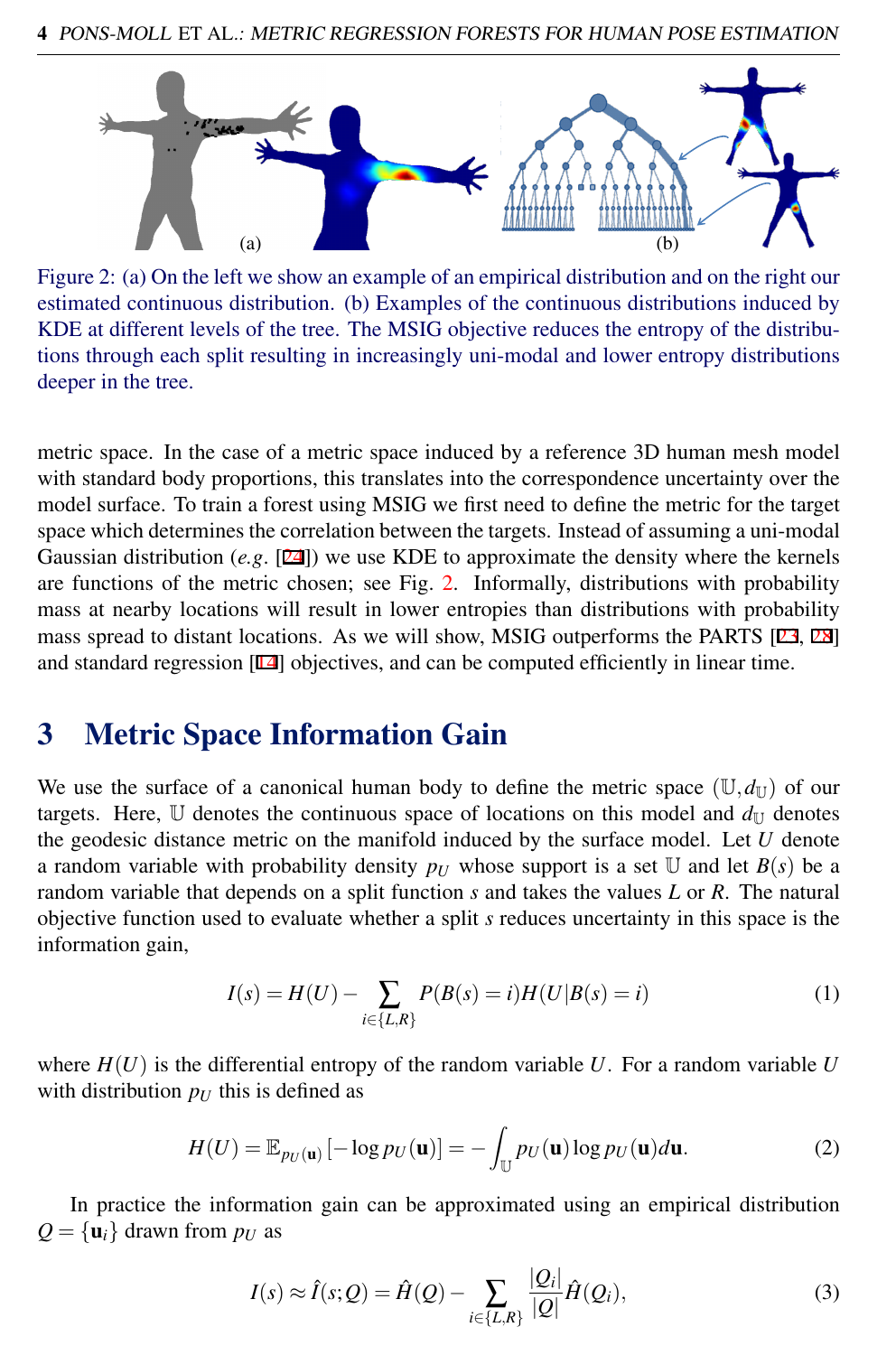Figure 2: (a) On the left we show an example of an empirical distribution and on the right our estimated continuous distribution. (b) Examples of the continuous distributions induced by KDE at different levels of the tree. The MSIG objective reduces the entropy of the distributions through each split resulting in increasingly uni-modal and lower entropy distributions deeper in the tree.

metric space. In the case of a metric space induced by a reference 3D human mesh model with standard body proportions, this translates into the correspondence uncertainty over the model surface. To train a forest using MSIG we first need to define the metric for the target space which determines the correlation between the targets. Instead of assuming a uni-modal Gaussian distribution (*e.g.* [24]) we use KDE to approximate the density where the kernels are functions of the metric chosen; see Fig. 2. Informally, distributions with probability mass at nearby locations will result in lower entropies than distributions with probability mass spread to distant locations. As we will show, MSIG outperforms the PARTS [23, 28] and standard regression [14] objectives, and can be computed efficiently in linear time.

## 3 Metric Space Information Gain

We use the surface of a canonical human body to define the metric space $(\mathbb{U}, d_{\mathbb{U}})$ of our targets. Here, $\mathbb{U}$ denotes the continuous space of locations on this model and $d_{\mathbb{U}}$ denotes the geodesic distance metric on the manifold induced by the surface model. Let $U$ denote a random variable with probability density $p_U$ whose support is a set $\mathbb{U}$ and let $B(s)$ be a random variable that depends on a split function $s$ and takes the values $L$ or $R$. The natural objective function used to evaluate whether a split $s$ reduces uncertainty in this space is the information gain,

$$I(s) = H(U) - \sum_{i \in \{L,R\}} P(B(s)=i) H(U|B(s)=i) \tag{1}$$

where $H(U)$ is the differential entropy of the random variable $U$. For a random variable $U$ with distribution $p_U$ this is defined as

$$H(U) = \mathbb{E}_{p_U(\mathbf{u})}[-\log p_U(\mathbf{u})] = -\int_{\mathbb{U}} p_U(\mathbf{u}) \log p_U(\mathbf{u}) d\mathbf{u}. \tag{2}$$

In practice the information gain can be approximated using an empirical distribution $Q = \{\mathbf{u}_i\}$ drawn from $p_U$ as

$$I(s) \approx \hat{I}(s;Q) = \hat{H}(Q) - \sum_{i \in \{L,R\}} \frac{|Q_i|}{|Q|} \hat{H}(Q_i), \tag{3}$$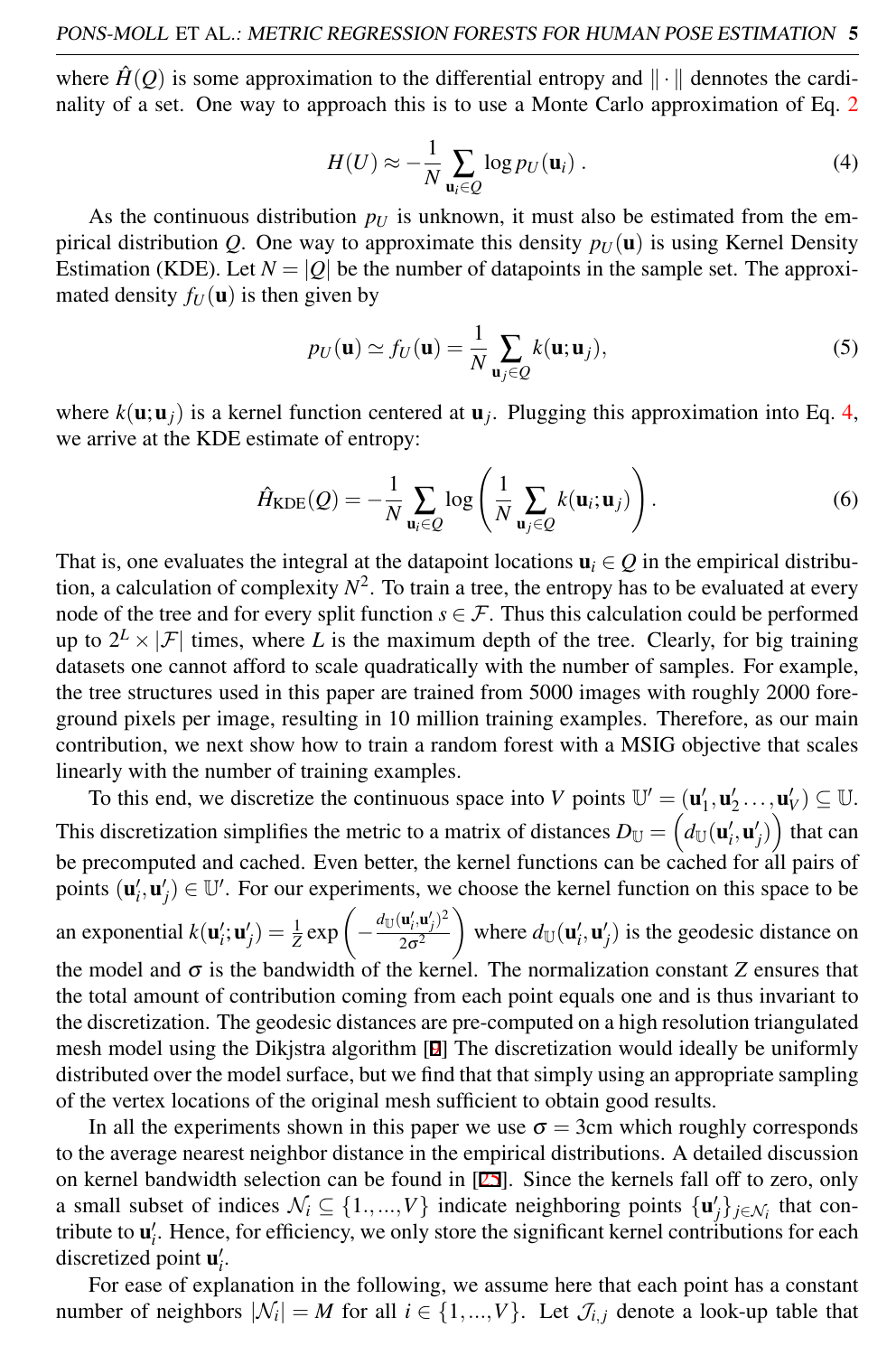where $\hat{H}(Q)$ is some approximation to the differential entropy and $\|\cdot\|$ dennotes the cardinality of a set. One way to approach this is to use a Monte Carlo approximation of Eq. 2

$$H(U) \approx -\frac{1}{N} \sum_{\mathbf{u}_i \in Q} \log p_U(\mathbf{u}_i) \, . \tag{4}$$

As the continuous distribution $p_U$ is unknown, it must also be estimated from the empirical distribution $Q$. One way to approximate this density $p_U(\mathbf{u})$ is using Kernel Density Estimation (KDE). Let $N = |Q|$ be the number of datapoints in the sample set. The approximated density $f_U(\mathbf{u})$ is then given by

$$p_U(\mathbf{u}) \simeq f_U(\mathbf{u}) = \frac{1}{N} \sum_{\mathbf{u}_j \in Q} k(\mathbf{u}; \mathbf{u}_j), \tag{5}$$

where $k(\mathbf{u}; \mathbf{u}_j)$ is a kernel function centered at $\mathbf{u}_j$. Plugging this approximation into Eq. 4, we arrive at the KDE estimate of entropy:

$$\hat{H}_{\text{KDE}}(Q) = -\frac{1}{N} \sum_{\mathbf{u}_i \in Q} \log \left( \frac{1}{N} \sum_{\mathbf{u}_j \in Q} k(\mathbf{u}_i; \mathbf{u}_j) \right). \tag{6}$$

That is, one evaluates the integral at the datapoint locations $\mathbf{u}_i \in Q$ in the empirical distribution, a calculation of complexity $N^2$. To train a tree, the entropy has to be evaluated at every node of the tree and for every split function $s \in \mathcal{F}$. Thus this calculation could be performed up to $2^L \times |\mathcal{F}|$ times, where $L$ is the maximum depth of the tree. Clearly, for big training datasets one cannot afford to scale quadratically with the number of samples. For example, the tree structures used in this paper are trained from 5000 images with roughly 2000 foreground pixels per image, resulting in 10 million training examples. Therefore, as our main contribution, we next show how to train a random forest with a MSIG objective that scales linearly with the number of training examples.

To this end, we discretize the continuous space into $V$ points $\mathbb{U}' = (\mathbf{u}'_1, \mathbf{u}'_2 \ldots, \mathbf{u}'_V) \subseteq \mathbb{U}$. This discretization simplifies the metric to a matrix of distances $D_{\mathbb{U}} = \left( d_{\mathbb{U}}(\mathbf{u}'_i, \mathbf{u}'_j) \right)$ that can be precomputed and cached. Even better, the kernel functions can be cached for all pairs of points $(\mathbf{u}'_i, \mathbf{u}'_j) \in \mathbb{U}'$. For our experiments, we choose the kernel function on this space to be an exponential $k(\mathbf{u}'_i; \mathbf{u}'_j) = \frac{1}{Z} \exp\left( -\frac{d_{\mathbb{U}}(\mathbf{u}'_i, \mathbf{u}'_j)^2}{2\sigma^2} \right)$ where $d_{\mathbb{U}}(\mathbf{u}'_i, \mathbf{u}'_j)$ is the geodesic distance on the model and $\sigma$ is the bandwidth of the kernel. The normalization constant $Z$ ensures that the total amount of contribution coming from each point equals one and is thus invariant to the discretization. The geodesic distances are pre-computed on a high resolution triangulated mesh model using the Dikjstra algorithm [2] The discretization would ideally be uniformly distributed over the model surface, but we find that that simply using an appropriate sampling of the vertex locations of the original mesh sufficient to obtain good results.

In all the experiments shown in this paper we use $\sigma = 3$cm which roughly corresponds to the average nearest neighbor distance in the empirical distributions. A detailed discussion on kernel bandwidth selection can be found in [25]. Since the kernels fall off to zero, only a small subset of indices $\mathcal{N}_i \subseteq \{1.,...,V\}$ indicate neighboring points $\{\mathbf{u}'_j\}_{j \in \mathcal{N}_i}$ that contribute to $\mathbf{u}'_i$. Hence, for efficiency, we only store the significant kernel contributions for each discretized point $\mathbf{u}'_i$.

For ease of explanation in the following, we assume here that each point has a constant number of neighbors $|\mathcal{N}_i| = M$ for all $i \in \{1,...,V\}$. Let $\mathcal{J}_{i,j}$ denote a look-up table that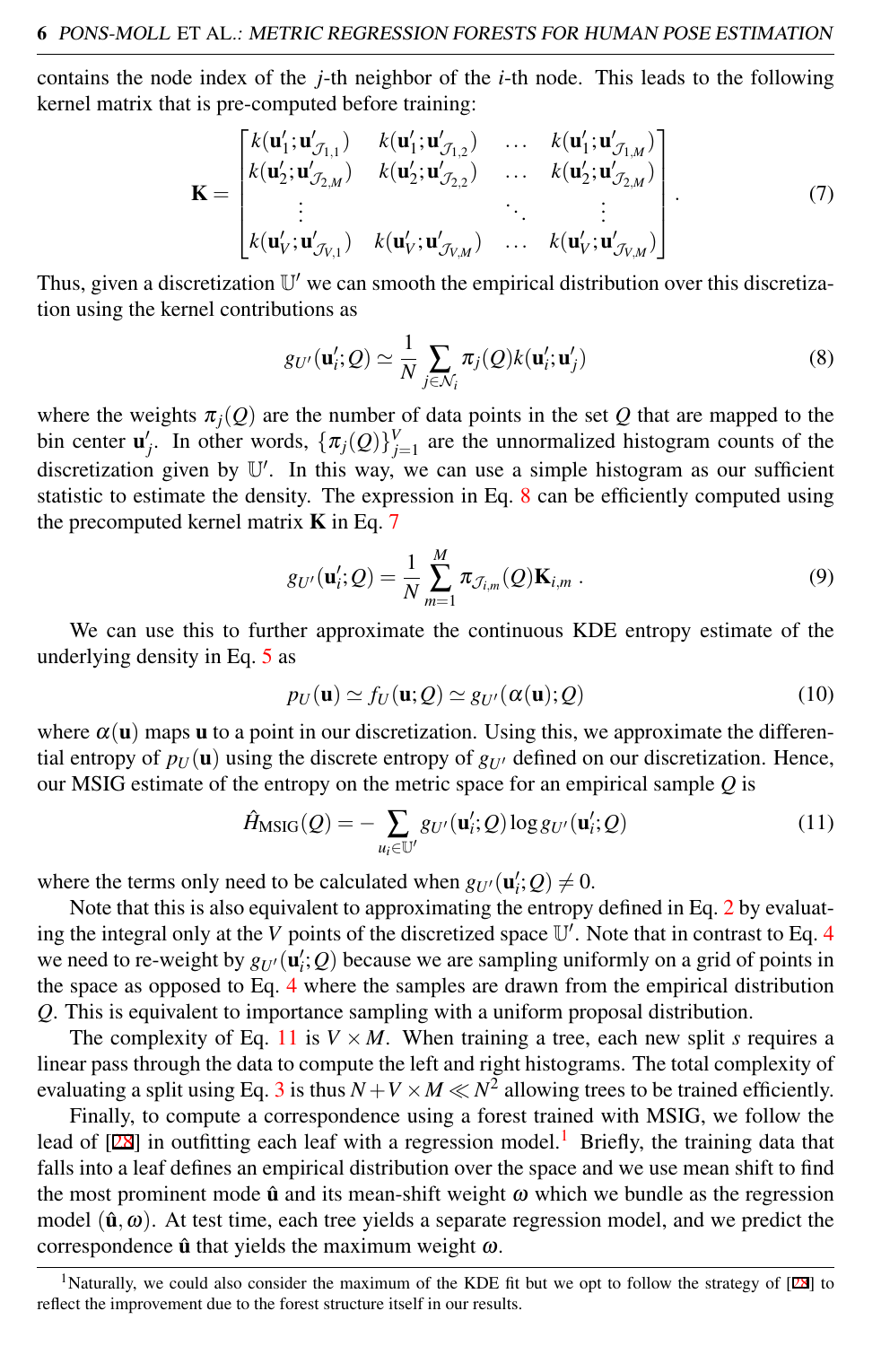contains the node index of the $j$-th neighbor of the $i$-th node. This leads to the following kernel matrix that is pre-computed before training:

$$\mathbf{K} = \begin{bmatrix} k(\mathbf{u}'_1;\mathbf{u}'_{\mathcal{J}_{1,1}}) & k(\mathbf{u}'_1;\mathbf{u}'_{\mathcal{J}_{1,2}}) & \dots & k(\mathbf{u}'_1;\mathbf{u}'_{\mathcal{J}_{1,M}}) \\ k(\mathbf{u}'_2;\mathbf{u}'_{\mathcal{J}_{2,M}}) & k(\mathbf{u}'_2;\mathbf{u}'_{\mathcal{J}_{2,2}}) & \dots & k(\mathbf{u}'_2;\mathbf{u}'_{\mathcal{J}_{2,M}}) \\ \vdots & & \ddots & \vdots \\ k(\mathbf{u}'_V;\mathbf{u}'_{\mathcal{J}_{V,1}}) & k(\mathbf{u}'_V;\mathbf{u}'_{\mathcal{J}_{V,M}}) & \dots & k(\mathbf{u}'_V;\mathbf{u}'_{\mathcal{J}_{V,M}}) \end{bmatrix}. \tag{7}$$

Thus, given a discretization $\mathbb{U}'$ we can smooth the empirical distribution over this discretization using the kernel contributions as

$$g_{U'}(\mathbf{u}'_i;Q) \simeq \frac{1}{N}\sum_{j\in\mathcal{N}_i} \pi_j(Q)k(\mathbf{u}'_i;\mathbf{u}'_j) \tag{8}$$

where the weights $\pi_j(Q)$ are the number of data points in the set $Q$ that are mapped to the bin center $\mathbf{u}'_j$. In other words, $\{\pi_j(Q)\}_{j=1}^{V}$ are the unnormalized histogram counts of the discretization given by $\mathbb{U}'$. In this way, we can use a simple histogram as our sufficient statistic to estimate the density. The expression in Eq. 8 can be efficiently computed using the precomputed kernel matrix $\mathbf{K}$ in Eq. 7

$$g_{U'}(\mathbf{u}'_i;Q) = \frac{1}{N}\sum_{m=1}^{M} \pi_{\mathcal{J}_{i,m}}(Q)\mathbf{K}_{i,m} \,. \tag{9}$$

We can use this to further approximate the continuous KDE entropy estimate of the underlying density in Eq. 5 as

$$p_U(\mathbf{u}) \simeq f_U(\mathbf{u};Q) \simeq g_{U'}(\alpha(\mathbf{u});Q) \tag{10}$$

where $\alpha(\mathbf{u})$ maps $\mathbf{u}$ to a point in our discretization. Using this, we approximate the differential entropy of $p_U(\mathbf{u})$ using the discrete entropy of $g_{U'}$ defined on our discretization. Hence, our MSIG estimate of the entropy on the metric space for an empirical sample $Q$ is

$$\hat{H}_{\text{MSIG}}(Q) = -\sum_{u_i\in\mathbb{U}'} g_{U'}(\mathbf{u}'_i;Q)\log g_{U'}(\mathbf{u}'_i;Q) \tag{11}$$

where the terms only need to be calculated when $g_{U'}(\mathbf{u}'_i;Q) \neq 0$.

Note that this is also equivalent to approximating the entropy defined in Eq. 2 by evaluating the integral only at the $V$ points of the discretized space $\mathbb{U}'$. Note that in contrast to Eq. 4 we need to re-weight by $g_{U'}(\mathbf{u}'_i;Q)$ because we are sampling uniformly on a grid of points in the space as opposed to Eq. 4 where the samples are drawn from the empirical distribution $Q$. This is equivalent to importance sampling with a uniform proposal distribution.

The complexity of Eq. 11 is $V \times M$. When training a tree, each new split $s$ requires a linear pass through the data to compute the left and right histograms. The total complexity of evaluating a split using Eq. 3 is thus $N + V \times M \ll N^2$ allowing trees to be trained efficiently.

Finally, to compute a correspondence using a forest trained with MSIG, we follow the lead of [28] in outfitting each leaf with a regression model.[1] Briefly, the training data that falls into a leaf defines an empirical distribution over the space and we use mean shift to find the most prominent mode $\hat{\mathbf{u}}$ and its mean-shift weight $\omega$ which we bundle as the regression model $(\hat{\mathbf{u}},\omega)$. At test time, each tree yields a separate regression model, and we predict the correspondence $\hat{\mathbf{u}}$ that yields the maximum weight $\omega$.

[1] Naturally, we could also consider the maximum of the KDE fit but we opt to follow the strategy of [28] to reflect the improvement due to the forest structure itself in our results.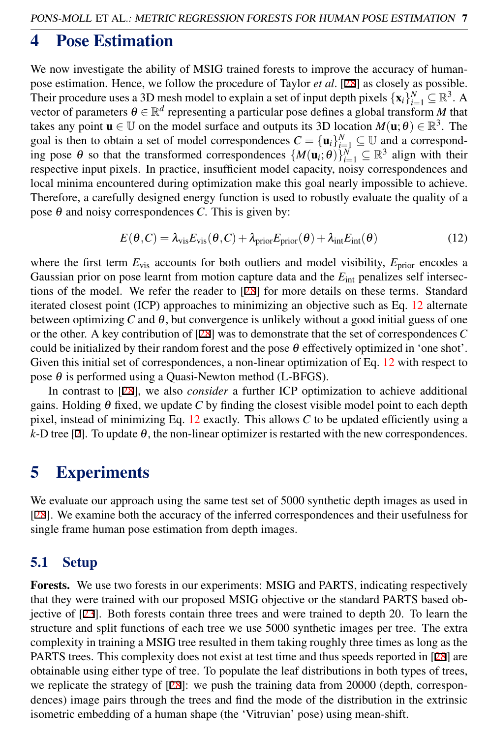# 4 Pose Estimation

We now investigate the ability of MSIG trained forests to improve the accuracy of human-pose estimation. Hence, we follow the procedure of Taylor *et al*. [28] as closely as possible. Their procedure uses a 3D mesh model to explain a set of input depth pixels $\{\mathbf{x}_i\}_{i=1}^{N} \subseteq \mathbb{R}^3$. A vector of parameters $\theta \in \mathbb{R}^d$ representing a particular pose defines a global transform $M$ that takes any point $\mathbf{u} \in \mathbb{U}$ on the model surface and outputs its 3D location $M(\mathbf{u};\theta) \in \mathbb{R}^3$. The goal is then to obtain a set of model correspondences $C = \{\mathbf{u}_i\}_{i=1}^{N} \subseteq \mathbb{U}$ and a corresponding pose $\theta$ so that the transformed correspondences $\{M(\mathbf{u}_i;\theta)\}_{i=1}^{N} \subseteq \mathbb{R}^3$ align with their respective input pixels. In practice, insufficient model capacity, noisy correspondences and local minima encountered during optimization make this goal nearly impossible to achieve. Therefore, a carefully designed energy function is used to robustly evaluate the quality of a pose $\theta$ and noisy correspondences $C$. This is given by:

$$E(\theta, C) = \lambda_{\text{vis}} E_{\text{vis}}(\theta, C) + \lambda_{\text{prior}} E_{\text{prior}}(\theta) + \lambda_{\text{int}} E_{\text{int}}(\theta) \tag{12}$$

where the first term $E_{\text{vis}}$ accounts for both outliers and model visibility, $E_{\text{prior}}$ encodes a Gaussian prior on pose learnt from motion capture data and the $E_{\text{int}}$ penalizes self intersections of the model. We refer the reader to [28] for more details on these terms. Standard iterated closest point (ICP) approaches to minimizing an objective such as Eq. 12 alternate between optimizing $C$ and $\theta$, but convergence is unlikely without a good initial guess of one or the other. A key contribution of [28] was to demonstrate that the set of correspondences $C$ could be initialized by their random forest and the pose $\theta$ effectively optimized in 'one shot'. Given this initial set of correspondences, a non-linear optimization of Eq. 12 with respect to pose $\theta$ is performed using a Quasi-Newton method (L-BFGS).

In contrast to [28], we also *consider* a further ICP optimization to achieve additional gains. Holding $\theta$ fixed, we update $C$ by finding the closest visible model point to each depth pixel, instead of minimizing Eq. 12 exactly. This allows $C$ to be updated efficiently using a $k$-D tree [2]. To update $\theta$, the non-linear optimizer is restarted with the new correspondences.

# 5 Experiments

We evaluate our approach using the same test set of 5000 synthetic depth images as used in [28]. We examine both the accuracy of the inferred correspondences and their usefulness for single frame human pose estimation from depth images.

## 5.1 Setup

**Forests.** We use two forests in our experiments: MSIG and PARTS, indicating respectively that they were trained with our proposed MSIG objective or the standard PARTS based objective of [23]. Both forests contain three trees and were trained to depth 20. To learn the structure and split functions of each tree we use 5000 synthetic images per tree. The extra complexity in training a MSIG tree resulted in them taking roughly three times as long as the PARTS trees. This complexity does not exist at test time and thus speeds reported in [28] are obtainable using either type of tree. To populate the leaf distributions in both types of trees, we replicate the strategy of [28]: we push the training data from 20000 (depth, correspondences) image pairs through the trees and find the mode of the distribution in the extrinsic isometric embedding of a human shape (the 'Vitruvian' pose) using mean-shift.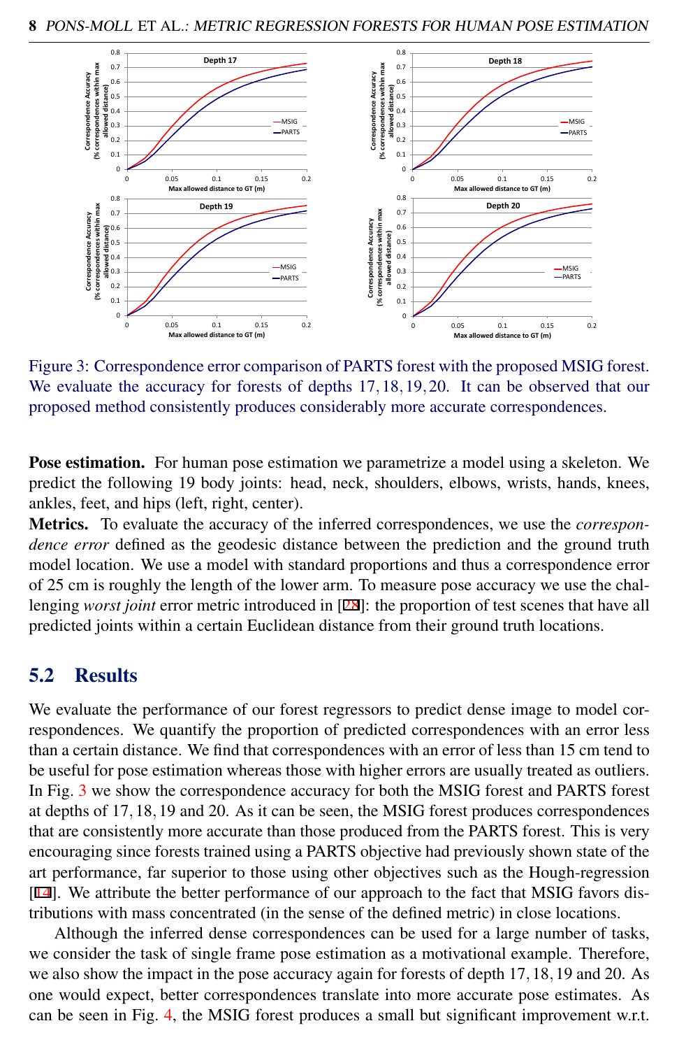Figure 3: Correspondence error comparison of PARTS forest with the proposed MSIG forest. We evaluate the accuracy for forests of depths $17, 18, 19, 20$. It can be observed that our proposed method consistently produces considerably more accurate correspondences.

**Pose estimation.** For human pose estimation we parametrize a model using a skeleton. We predict the following 19 body joints: head, neck, shoulders, elbows, wrists, hands, knees, ankles, feet, and hips (left, right, center).

**Metrics.** To evaluate the accuracy of the inferred correspondences, we use the *correspondence error* defined as the geodesic distance between the prediction and the ground truth model location. We use a model with standard proportions and thus a correspondence error of 25 cm is roughly the length of the lower arm. To measure pose accuracy we use the challenging *worst joint* error metric introduced in [28]: the proportion of test scenes that have all predicted joints within a certain Euclidean distance from their ground truth locations.

## 5.2 Results

We evaluate the performance of our forest regressors to predict dense image to model correspondences. We quantify the proportion of predicted correspondences with an error less than a certain distance. We find that correspondences with an error of less than 15 cm tend to be useful for pose estimation whereas those with higher errors are usually treated as outliers. In Fig. 3 we show the correspondence accuracy for both the MSIG forest and PARTS forest at depths of $17, 18, 19$ and 20. As it can be seen, the MSIG forest produces correspondences that are consistently more accurate than those produced from the PARTS forest. This is very encouraging since forests trained using a PARTS objective had previously shown state of the art performance, far superior to those using other objectives such as the Hough-regression [14]. We attribute the better performance of our approach to the fact that MSIG favors distributions with mass concentrated (in the sense of the defined metric) in close locations.

Although the inferred dense correspondences can be used for a large number of tasks, we consider the task of single frame pose estimation as a motivational example. Therefore, we also show the impact in the pose accuracy again for forests of depth $17, 18, 19$ and 20. As one would expect, better correspondences translate into more accurate pose estimates. As can be seen in Fig. 4, the MSIG forest produces a small but significant improvement w.r.t.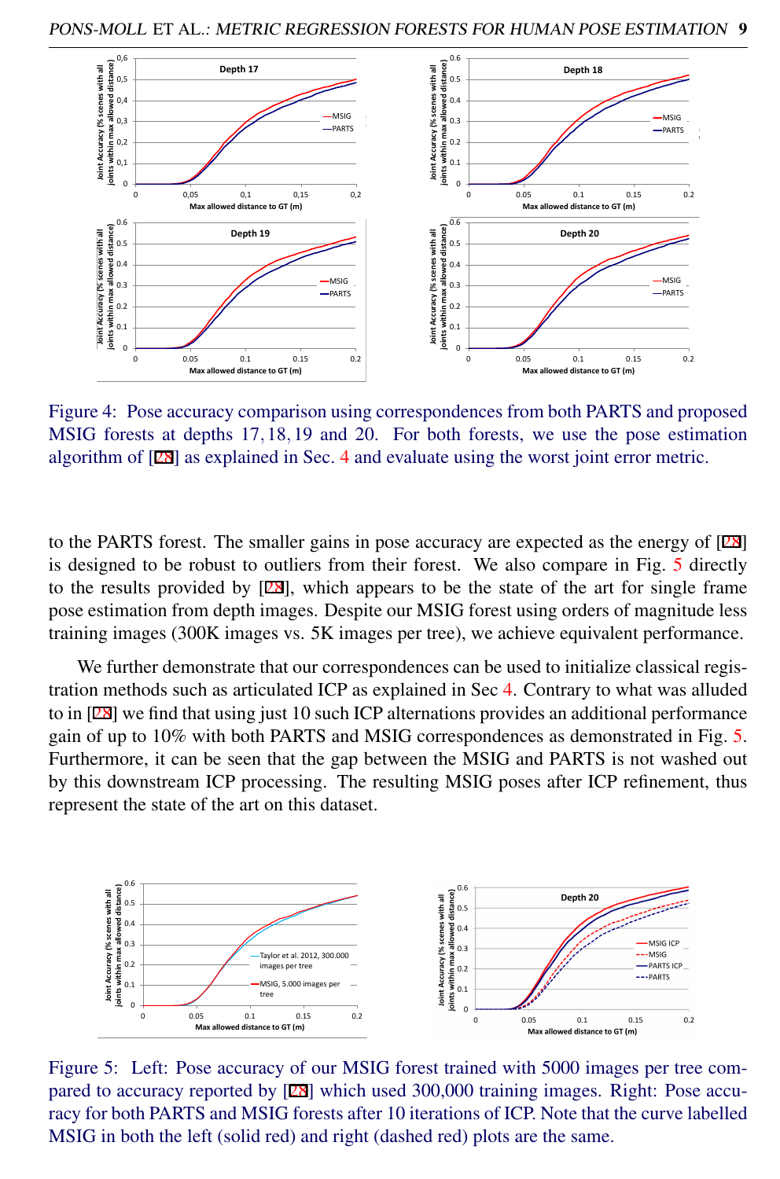Figure 4: Pose accuracy comparison using correspondences from both PARTS and proposed MSIG forests at depths 17, 18, 19 and 20. For both forests, we use the pose estimation algorithm of [28] as explained in Sec. 4 and evaluate using the worst joint error metric.

to the PARTS forest. The smaller gains in pose accuracy are expected as the energy of [28] is designed to be robust to outliers from their forest. We also compare in Fig. 5 directly to the results provided by [28], which appears to be the state of the art for single frame pose estimation from depth images. Despite our MSIG forest using orders of magnitude less training images (300K images vs. 5K images per tree), we achieve equivalent performance.

We further demonstrate that our correspondences can be used to initialize classical registration methods such as articulated ICP as explained in Sec 4. Contrary to what was alluded to in [28] we find that using just 10 such ICP alternations provides an additional performance gain of up to 10% with both PARTS and MSIG correspondences as demonstrated in Fig. 5. Furthermore, it can be seen that the gap between the MSIG and PARTS is not washed out by this downstream ICP processing. The resulting MSIG poses after ICP refinement, thus represent the state of the art on this dataset.

Figure 5: Left: Pose accuracy of our MSIG forest trained with 5000 images per tree compared to accuracy reported by [28] which used 300,000 training images. Right: Pose accuracy for both PARTS and MSIG forests after 10 iterations of ICP. Note that the curve labelled MSIG in both the left (solid red) and right (dashed red) plots are the same.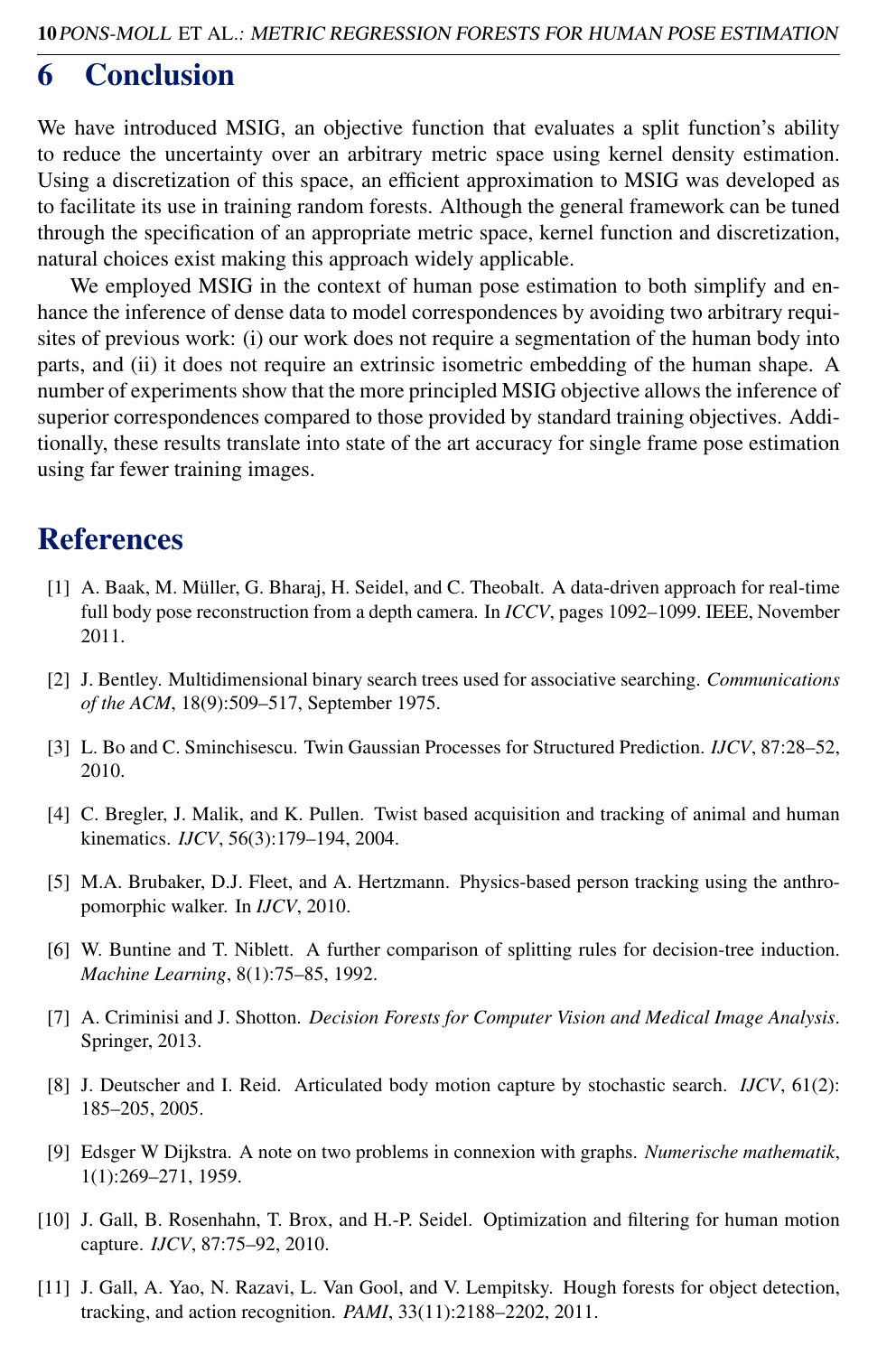# 6 Conclusion

We have introduced MSIG, an objective function that evaluates a split function's ability to reduce the uncertainty over an arbitrary metric space using kernel density estimation. Using a discretization of this space, an efficient approximation to MSIG was developed as to facilitate its use in training random forests. Although the general framework can be tuned through the specification of an appropriate metric space, kernel function and discretization, natural choices exist making this approach widely applicable.

We employed MSIG in the context of human pose estimation to both simplify and enhance the inference of dense data to model correspondences by avoiding two arbitrary requisites of previous work: (i) our work does not require a segmentation of the human body into parts, and (ii) it does not require an extrinsic isometric embedding of the human shape. A number of experiments show that the more principled MSIG objective allows the inference of superior correspondences compared to those provided by standard training objectives. Additionally, these results translate into state of the art accuracy for single frame pose estimation using far fewer training images.

# References

[1] A. Baak, M. Müller, G. Bharaj, H. Seidel, and C. Theobalt. A data-driven approach for real-time full body pose reconstruction from a depth camera. In *ICCV*, pages 1092–1099. IEEE, November 2011.

[2] J. Bentley. Multidimensional binary search trees used for associative searching. *Communications of the ACM*, 18(9):509–517, September 1975.

[3] L. Bo and C. Sminchisescu. Twin Gaussian Processes for Structured Prediction. *IJCV*, 87:28–52, 2010.

[4] C. Bregler, J. Malik, and K. Pullen. Twist based acquisition and tracking of animal and human kinematics. *IJCV*, 56(3):179–194, 2004.

[5] M.A. Brubaker, D.J. Fleet, and A. Hertzmann. Physics-based person tracking using the anthropomorphic walker. In *IJCV*, 2010.

[6] W. Buntine and T. Niblett. A further comparison of splitting rules for decision-tree induction. *Machine Learning*, 8(1):75–85, 1992.

[7] A. Criminisi and J. Shotton. *Decision Forests for Computer Vision and Medical Image Analysis*. Springer, 2013.

[8] J. Deutscher and I. Reid. Articulated body motion capture by stochastic search. *IJCV*, 61(2): 185–205, 2005.

[9] Edsger W Dijkstra. A note on two problems in connexion with graphs. *Numerische mathematik*, 1(1):269–271, 1959.

[10] J. Gall, B. Rosenhahn, T. Brox, and H.-P. Seidel. Optimization and filtering for human motion capture. *IJCV*, 87:75–92, 2010.

[11] J. Gall, A. Yao, N. Razavi, L. Van Gool, and V. Lempitsky. Hough forests for object detection, tracking, and action recognition. *PAMI*, 33(11):2188–2202, 2011.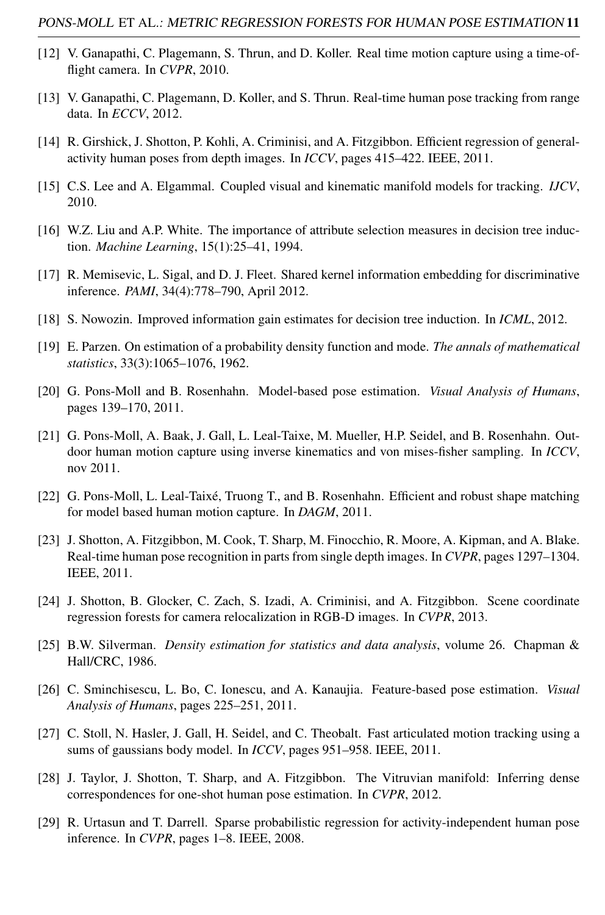[12] V. Ganapathi, C. Plagemann, S. Thrun, and D. Koller. Real time motion capture using a time-of-flight camera. In *CVPR*, 2010.

[13] V. Ganapathi, C. Plagemann, D. Koller, and S. Thrun. Real-time human pose tracking from range data. In *ECCV*, 2012.

[14] R. Girshick, J. Shotton, P. Kohli, A. Criminisi, and A. Fitzgibbon. Efficient regression of general-activity human poses from depth images. In *ICCV*, pages 415–422. IEEE, 2011.

[15] C.S. Lee and A. Elgammal. Coupled visual and kinematic manifold models for tracking. *IJCV*, 2010.

[16] W.Z. Liu and A.P. White. The importance of attribute selection measures in decision tree induction. *Machine Learning*, 15(1):25–41, 1994.

[17] R. Memisevic, L. Sigal, and D. J. Fleet. Shared kernel information embedding for discriminative inference. *PAMI*, 34(4):778–790, April 2012.

[18] S. Nowozin. Improved information gain estimates for decision tree induction. In *ICML*, 2012.

[19] E. Parzen. On estimation of a probability density function and mode. *The annals of mathematical statistics*, 33(3):1065–1076, 1962.

[20] G. Pons-Moll and B. Rosenhahn. Model-based pose estimation. *Visual Analysis of Humans*, pages 139–170, 2011.

[21] G. Pons-Moll, A. Baak, J. Gall, L. Leal-Taixe, M. Mueller, H.P. Seidel, and B. Rosenhahn. Outdoor human motion capture using inverse kinematics and von mises-fisher sampling. In *ICCV*, nov 2011.

[22] G. Pons-Moll, L. Leal-Taixé, Truong T., and B. Rosenhahn. Efficient and robust shape matching for model based human motion capture. In *DAGM*, 2011.

[23] J. Shotton, A. Fitzgibbon, M. Cook, T. Sharp, M. Finocchio, R. Moore, A. Kipman, and A. Blake. Real-time human pose recognition in parts from single depth images. In *CVPR*, pages 1297–1304. IEEE, 2011.

[24] J. Shotton, B. Glocker, C. Zach, S. Izadi, A. Criminisi, and A. Fitzgibbon. Scene coordinate regression forests for camera relocalization in RGB-D images. In *CVPR*, 2013.

[25] B.W. Silverman. *Density estimation for statistics and data analysis*, volume 26. Chapman & Hall/CRC, 1986.

[26] C. Sminchisescu, L. Bo, C. Ionescu, and A. Kanaujia. Feature-based pose estimation. *Visual Analysis of Humans*, pages 225–251, 2011.

[27] C. Stoll, N. Hasler, J. Gall, H. Seidel, and C. Theobalt. Fast articulated motion tracking using a sums of gaussians body model. In *ICCV*, pages 951–958. IEEE, 2011.

[28] J. Taylor, J. Shotton, T. Sharp, and A. Fitzgibbon. The Vitruvian manifold: Inferring dense correspondences for one-shot human pose estimation. In *CVPR*, 2012.

[29] R. Urtasun and T. Darrell. Sparse probabilistic regression for activity-independent human pose inference. In *CVPR*, pages 1–8. IEEE, 2008.